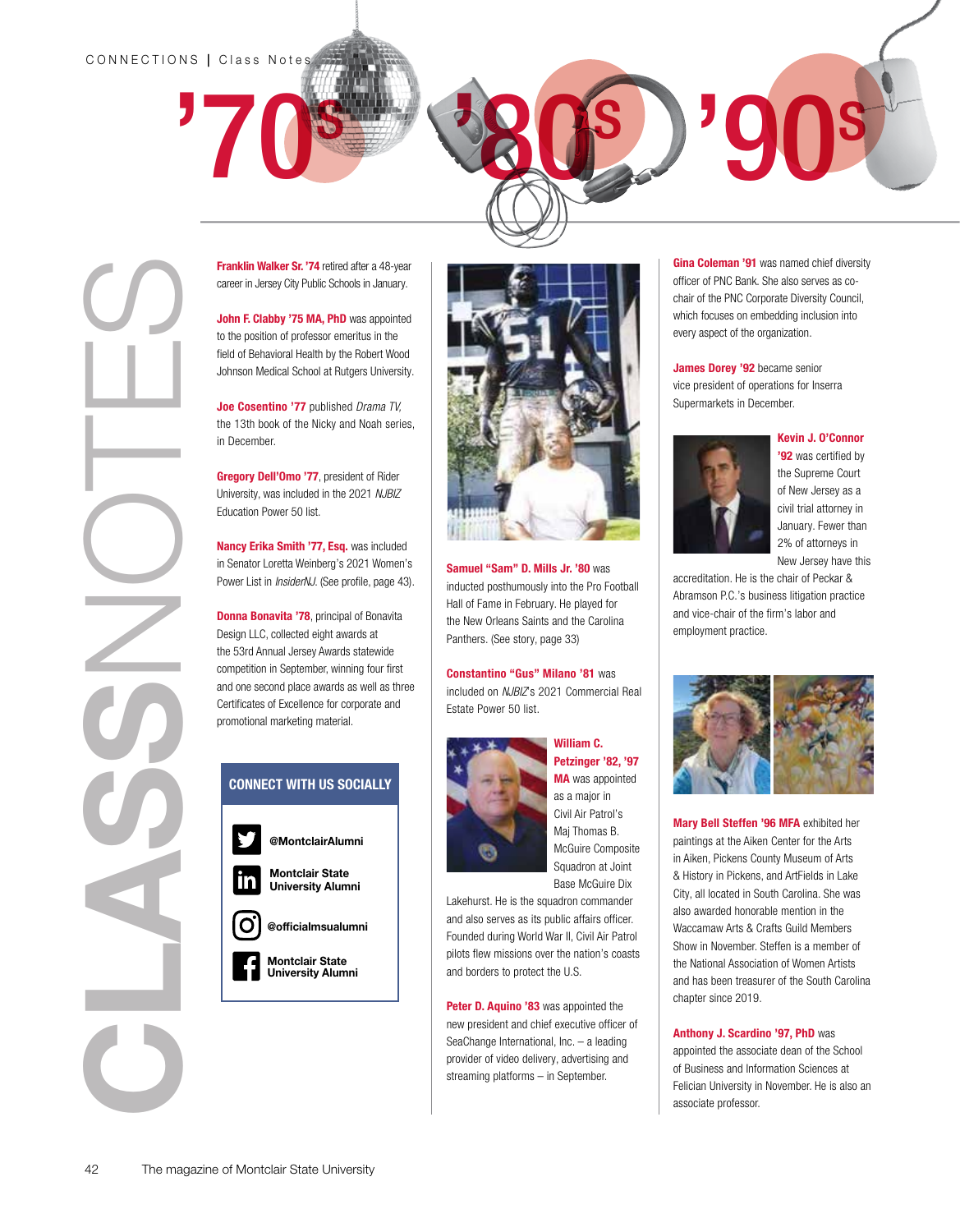# CLASS NOTES

## '70s '80s '90s

**Franklin Walker Sr. '74** retired after a 48-year career in Jersey City Public Schools in January.

**John F. Clabby '75 MA, PhD** was appointed to the position of professor emeritus in the field of Behavioral Health by the Robert Wood Johnson Medical School at Rutgers University.

**Joe Cosentino '77** published *Drama TV*, the 13th book of the Nicky and Noah series, in December.

**Gregory Dell'Omo '77**, president of Rider University, was included in the 2021 *NJBIZ* Education Power 50 list.

**Nancy Erika Smith '77, Esq.** was included in Senator Loretta Weinberg's 2021 Women's Power List in *InsiderNJ*. (See profile, page 43).

**Donna Bonavita '78**, principal of Bonavita Design LLC, collected eight awards at the 53rd Annual Jersey Awards statewide competition in September, winning four first and one second place awards as well as three Certificates of Excellence for corporate and promotional marketing material.

### CONNECT WITH US SOCIALLY

- @MontclairAlumni
- Montclair State University Alumni
- @officialmsualumni
- Montclair State University Alumni

**Samuel "Sam" D. Mills Jr. '80** was inducted posthumously into the Pro Football Hall of Fame in February. He played for the New Orleans Saints and the Carolina Panthers. (See story, page 33)

**Constantino "Gus" Milano '81** was included on *NJBIZ*'s 2021 Commercial Real Estate Power 50 list.

**William C. Petzinger '82, '97 MA** was appointed as a major in Civil Air Patrol's Maj Thomas B. McGuire Composite Squadron at Joint Base McGuire Dix Lakehurst. He is the squadron commander and also serves as its public affairs officer. Founded during World War II, Civil Air Patrol pilots flew missions over the nation's coasts and borders to protect the U.S.

**Peter D. Aquino '83** was appointed the new president and chief executive officer of SeaChange International, Inc. – a leading provider of video delivery, advertising and streaming platforms – in September.

**Gina Coleman '91** was named chief diversity officer of PNC Bank. She also serves as co-chair of the PNC Corporate Diversity Council, which focuses on embedding inclusion into every aspect of the organization.

**James Dorey '92** became senior vice president of operations for Inserra Supermarkets in December.

**Kevin J. O'Connor '92** was certified by the Supreme Court of New Jersey as a civil trial attorney in January. Fewer than 2% of attorneys in New Jersey have this accreditation. He is the chair of Peckar & Abramson P.C.'s business litigation practice and vice-chair of the firm's labor and employment practice.

**Mary Bell Steffen '96 MFA** exhibited her paintings at the Aiken Center for the Arts in Aiken, Pickens County Museum of Arts & History in Pickens, and ArtFields in Lake City, all located in South Carolina. She was also awarded honorable mention in the Waccamaw Arts & Crafts Guild Members Show in November. Steffen is a member of the National Association of Women Artists and has been treasurer of the South Carolina chapter since 2019.

**Anthony J. Scardino '97, PhD** was appointed the associate dean of the School of Business and Information Sciences at Felician University in November. He is also an associate professor.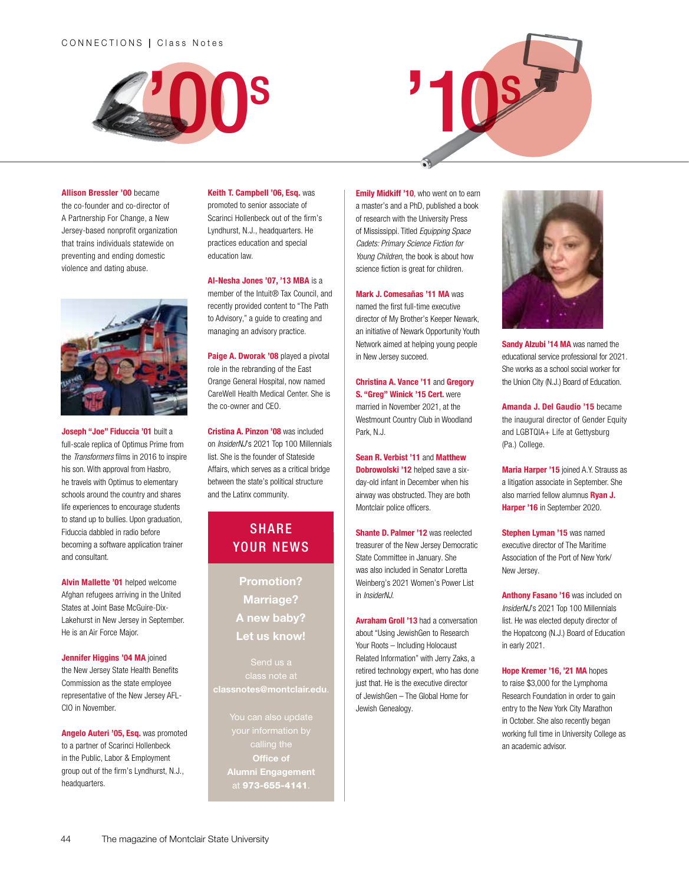## '00s

**Allison Bressler '00** became the co-founder and co-director of A Partnership For Change, a New Jersey-based nonprofit organization that trains individuals statewide on preventing and ending domestic violence and dating abuse.

**Joseph "Joe" Fiducca '01** built a full-scale replica of Optimus Prime from the *Transformers* films in 2016 to inspire his son. With approval from Hasbro, he travels with Optimus to elementary schools around the country and shares life experiences to encourage students to stand up to bullies. Upon graduation, Fiducca dabbled in radio before becoming a software application trainer and consultant.

**Alvin Mallette '01** helped welcome Afghan refugees arriving in the United States at Joint Base McGuire-Dix-Lakehurst in New Jersey in September. He is an Air Force Major.

**Jennifer Higgins '04 MA** joined the New Jersey State Health Benefits Commission as the state employee representative of the New Jersey AFL-CIO in November.

**Angelo Auteri '05, Esq.** was promoted to a partner of Scarinci Hollenbeck in the Public, Labor & Employment group out of the firm's Lyndhurst, N.J., headquarters.

**Keith T. Campbell '06, Esq.** was promoted to senior associate of Scarinci Hollenbeck out of the firm's Lyndhurst, N.J., headquarters. He practices education and special education law.

**Al-Nesha Jones '07, '13 MBA** is a member of the Intuit® Tax Council, and recently provided content to "The Path to Advisory," a guide to creating and managing an advisory practice.

**Paige A. Dworak '08** played a pivotal role in the rebranding of the East Orange General Hospital, now named CareWell Health Medical Center. She is the co-owner and CEO.

**Cristina A. Pinzon '08** was included on *InsiderNJ*'s 2021 Top 100 Millennials list. She is the founder of Stateside Affairs, which serves as a critical bridge between the state's political structure and the Latinx community.

### SHARE YOUR NEWS

**Promotion? Marriage? A new baby? Let us know!**

Send us a class note at **classnotes@montclair.edu**.

You can also update your information by calling the **Office of Alumni Engagement** at **973-655-4141**.

## '10s

**Emily Midkiff '10**, who went on to earn a master's and a PhD, published a book of research with the University Press of Mississippi. Titled *Equipping Space Cadets: Primary Science Fiction for Young Children*, the book is about how science fiction is great for children.

**Mark J. Comesañas '11 MA** was named the first full-time executive director of My Brother's Keeper Newark, an initiative of Newark Opportunity Youth Network aimed at helping young people in New Jersey succeed.

**Christina A. Vance '11** and **Gregory S. "Greg" Winick '15 Cert.** were married in November 2021, at the Westmount Country Club in Woodland Park, N.J.

**Sean R. Verbist '11** and **Matthew Dobrowolski '12** helped save a six-day-old infant in December when his airway was obstructed. They are both Montclair police officers.

**Shante D. Palmer '12** was reelected treasurer of the New Jersey Democratic State Committee in January. She was also included in Senator Loretta Weinberg's 2021 Women's Power List in *InsiderNJ*.

**Avraham Groll '13** had a conversation about "Using JewishGen to Research Your Roots – Including Holocaust Related Information" with Jerry Zaks, a retired technology expert, who has done just that. He is the executive director of JewishGen – The Global Home for Jewish Genealogy.

**Sandy Alzubi '14 MA** was named the educational service professional for 2021. She works as a school social worker for the Union City (N.J.) Board of Education.

**Amanda J. Del Gaudio '15** became the inaugural director of Gender Equity and LGBTQIA+ Life at Gettysburg (Pa.) College.

**Maria Harper '15** joined A.Y. Strauss as a litigation associate in September. She also married fellow alumnus **Ryan J. Harper '16** in September 2020.

**Stephen Lyman '15** was named executive director of The Maritime Association of the Port of New York/New Jersey.

**Anthony Fasano '16** was included on *InsiderNJ*'s 2021 Top 100 Millennials list. He was elected deputy director of the Hopatcong (N.J.) Board of Education in early 2021.

**Hope Kremer '16, '21 MA** hopes to raise $3,000 for the Lymphoma Research Foundation in order to gain entry to the New York City Marathon in October. She also recently began working full time in University College as an academic advisor.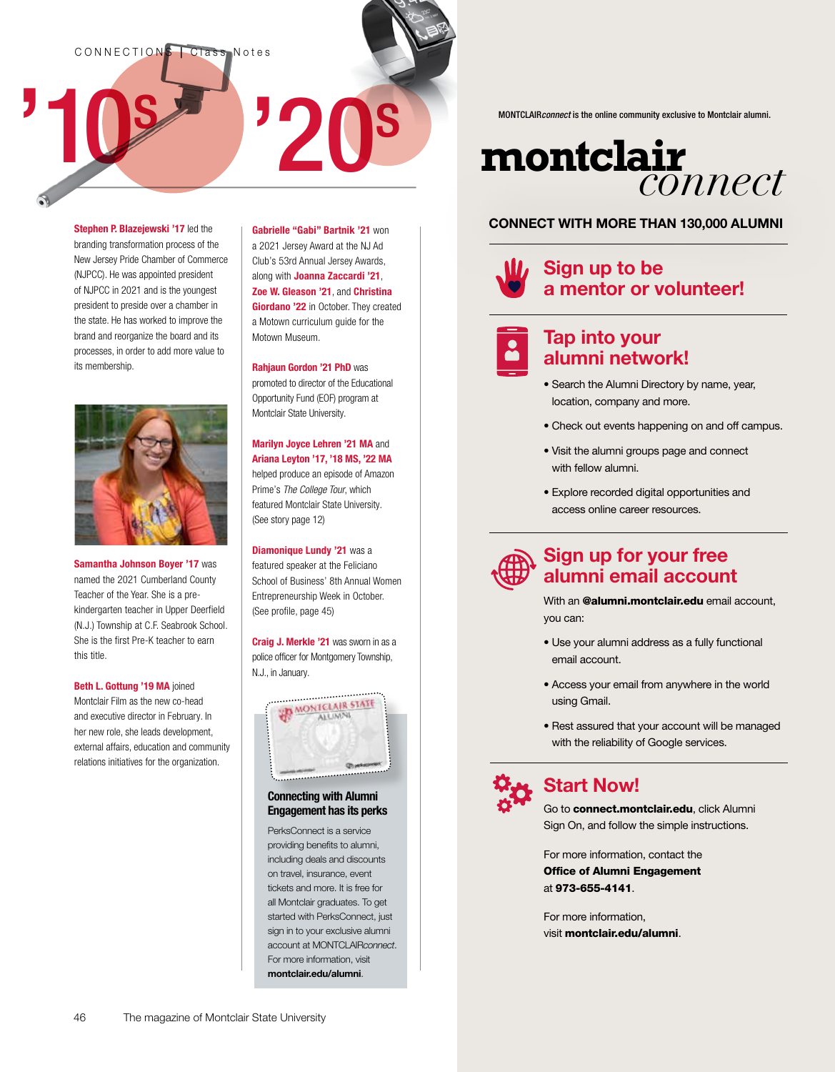CONNECTIONS | Class Notes

# '10s '20s

**Stephen P. Blazejewski '17** led the branding transformation process of the New Jersey Pride Chamber of Commerce (NJPCC). He was appointed president of NJPCC in 2021 and is the youngest president to preside over a chamber in the state. He has worked to improve the brand and reorganize the board and its processes, in order to add more value to its membership.

**Samantha Johnson Boyer '17** was named the 2021 Cumberland County Teacher of the Year. She is a pre-kindergarten teacher in Upper Deerfield (N.J.) Township at C.F. Seabrook School. She is the first Pre-K teacher to earn this title.

**Beth L. Gottung '19 MA** joined Montclair Film as the new co-head and executive director in February. In her new role, she leads development, external affairs, education and community relations initiatives for the organization.

**Gabrielle "Gabi" Bartnik '21** won a 2021 Jersey Award at the NJ Ad Club's 53rd Annual Jersey Awards, along with **Joanna Zaccardi '21**, **Zoe W. Gleason '21**, and **Christina Giordano '22** in October. They created a Motown curriculum guide for the Motown Museum.

**Rahjaun Gordon '21 PhD** was promoted to director of the Educational Opportunity Fund (EOF) program at Montclair State University.

**Marilyn Joyce Lehren '21 MA** and **Ariana Leyton '17, '18 MS, '22 MA** helped produce an episode of Amazon Prime's *The College Tour*, which featured Montclair State University. (See story page 12)

**Diamonique Lundy '21** was a featured speaker at the Feliciano School of Business' 8th Annual Women Entrepreneurship Week in October. (See profile, page 45)

**Craig J. Merkle '21** was sworn in as a police officer for Montgomery Township, N.J., in January.

### Connecting with Alumni Engagement has its perks

PerksConnect is a service providing benefits to alumni, including deals and discounts on travel, insurance, event tickets and more. It is free for all Montclair graduates. To get started with PerksConnect, just sign in to your exclusive alumni account at MONTCLAIR*connect*. For more information, visit **montclair.edu/alumni**.

---

MONTCLAIR*connect* is the online community exclusive to Montclair alumni.

# montclair *connect*

**CONNECT WITH MORE THAN 130,000 ALUMNI**

## Sign up to be a mentor or volunteer!

## Tap into your alumni network!

- Search the Alumni Directory by name, year, location, company and more.
- Check out events happening on and off campus.
- Visit the alumni groups page and connect with fellow alumni.
- Explore recorded digital opportunities and access online career resources.

## Sign up for your free alumni email account

With an **@alumni.montclair.edu** email account, you can:

- Use your alumni address as a fully functional email account.
- Access your email from anywhere in the world using Gmail.
- Rest assured that your account will be managed with the reliability of Google services.

## Start Now!

Go to **connect.montclair.edu**, click Alumni Sign On, and follow the simple instructions.

For more information, contact the **Office of Alumni Engagement** at **973-655-4141**.

For more information, visit **montclair.edu/alumni**.